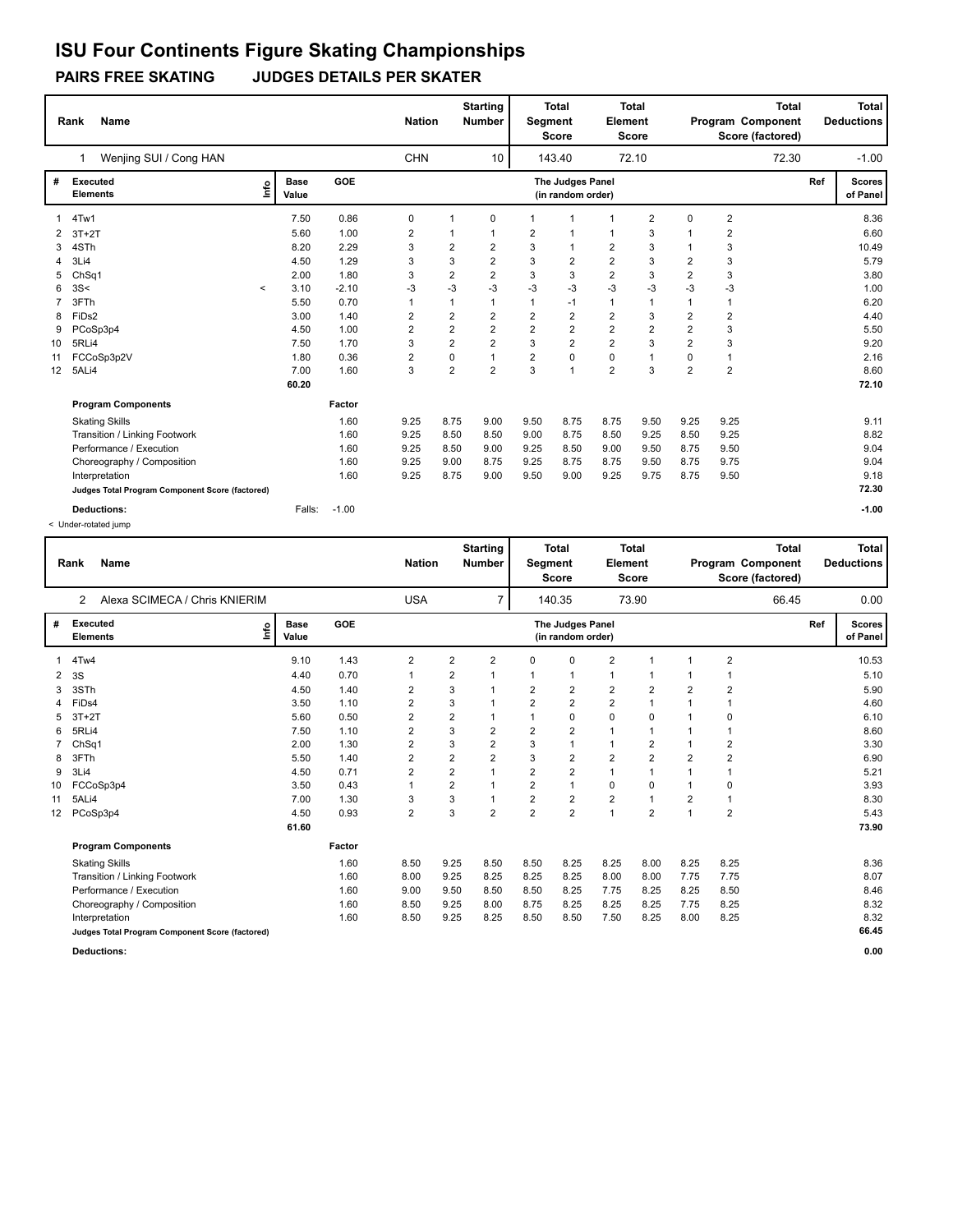# ISU Four Continents Figure Skating Championships

**PAIRS FREE SKATING JUDGES DETAILS PER SKATER**

| Rank | Name | Nation | Starting Number | Total Segment Score | Total Element Score | Total Program Component Score (factored) | Total Deductions |
|---|---|---|---|---|---|---|---|
| 1 | Wenjing SUI / Cong HAN | CHN | 10 | 143.40 | 72.10 | 72.30 | -1.00 |

| # | Executed Elements | Info | Base Value | GOE | J1 | J2 | J3 | J4 | J5 | J6 | J7 | J8 | J9 | Ref | Scores of Panel |
|---|---|---|---|---|---|---|---|---|---|---|---|---|---|---|---|
| 1 | 4Tw1 | | 7.50 | 0.86 | 0 | 1 | 0 | 1 | 1 | 1 | 2 | 0 | 2 | | 8.36 |
| 2 | 3T+2T | | 5.60 | 1.00 | 2 | 1 | 1 | 2 | 1 | 1 | 3 | 1 | 2 | | 6.60 |
| 3 | 4STh | | 8.20 | 2.29 | 3 | 2 | 2 | 3 | 1 | 2 | 3 | 1 | 3 | | 10.49 |
| 4 | 3Li4 | | 4.50 | 1.29 | 3 | 3 | 2 | 3 | 2 | 2 | 3 | 2 | 3 | | 5.79 |
| 5 | ChSq1 | | 2.00 | 1.80 | 3 | 2 | 2 | 3 | 3 | 2 | 3 | 2 | 3 | | 3.80 |
| 6 | 3S< | < | 3.10 | -2.10 | -3 | -3 | -3 | -3 | -3 | -3 | -3 | -3 | -3 | | 1.00 |
| 7 | 3FTh | | 5.50 | 0.70 | 1 | 1 | 1 | 1 | -1 | 1 | 1 | 1 | 1 | | 6.20 |
| 8 | FiDs2 | | 3.00 | 1.40 | 2 | 2 | 2 | 2 | 2 | 2 | 3 | 2 | 2 | | 4.40 |
| 9 | PCoSp3p4 | | 4.50 | 1.00 | 2 | 2 | 2 | 2 | 2 | 2 | 2 | 2 | 3 | | 5.50 |
| 10 | 5RLi4 | | 7.50 | 1.70 | 3 | 2 | 2 | 3 | 2 | 2 | 3 | 2 | 3 | | 9.20 |
| 11 | FCCoSp3p2V | | 1.80 | 0.36 | 2 | 0 | 1 | 2 | 0 | 0 | 1 | 0 | 1 | | 2.16 |
| 12 | 5ALi4 | | 7.00 | 1.60 | 3 | 2 | 2 | 3 | 1 | 2 | 3 | 2 | 2 | | 8.60 |
| | | | 60.20 | | | | | | | | | | | | 72.10 |

| Program Components | Factor | J1 | J2 | J3 | J4 | J5 | J6 | J7 | J8 | J9 | Scores of Panel |
|---|---|---|---|---|---|---|---|---|---|---|---|
| Skating Skills | 1.60 | 9.25 | 8.75 | 9.00 | 9.50 | 8.75 | 8.75 | 9.50 | 9.25 | 9.25 | 9.11 |
| Transition / Linking Footwork | 1.60 | 9.25 | 8.50 | 8.50 | 9.00 | 8.75 | 8.50 | 9.25 | 8.50 | 9.25 | 8.82 |
| Performance / Execution | 1.60 | 9.25 | 8.50 | 9.00 | 9.25 | 8.50 | 9.00 | 9.50 | 8.75 | 9.50 | 9.04 |
| Choreography / Composition | 1.60 | 9.25 | 9.00 | 8.75 | 9.25 | 8.75 | 8.75 | 9.50 | 8.75 | 9.75 | 9.04 |
| Interpretation | 1.60 | 9.25 | 8.75 | 9.00 | 9.50 | 9.00 | 9.25 | 9.75 | 8.75 | 9.50 | 9.18 |
| Judges Total Program Component Score (factored) | | | | | | | | | | | 72.30 |

**Deductions:** Falls: -1.00 **-1.00**

< Under-rotated jump

| Rank | Name | Nation | Starting Number | Total Segment Score | Total Element Score | Total Program Component Score (factored) | Total Deductions |
|---|---|---|---|---|---|---|---|
| 2 | Alexa SCIMECA / Chris KNIERIM | USA | 7 | 140.35 | 73.90 | 66.45 | 0.00 |

| # | Executed Elements | Info | Base Value | GOE | J1 | J2 | J3 | J4 | J5 | J6 | J7 | J8 | J9 | Ref | Scores of Panel |
|---|---|---|---|---|---|---|---|---|---|---|---|---|---|---|---|
| 1 | 4Tw4 | | 9.10 | 1.43 | 2 | 2 | 2 | 0 | 0 | 2 | 1 | 1 | 2 | | 10.53 |
| 2 | 3S | | 4.40 | 0.70 | 1 | 2 | 1 | 1 | 1 | 1 | 1 | 1 | 1 | | 5.10 |
| 3 | 3STh | | 4.50 | 1.40 | 2 | 3 | 1 | 2 | 2 | 2 | 2 | 2 | 2 | | 5.90 |
| 4 | FiDs4 | | 3.50 | 1.10 | 2 | 3 | 1 | 2 | 2 | 2 | 1 | 1 | 1 | | 4.60 |
| 5 | 3T+2T | | 5.60 | 0.50 | 2 | 2 | 1 | 1 | 0 | 0 | 0 | 1 | 0 | | 6.10 |
| 6 | 5RLi4 | | 7.50 | 1.10 | 2 | 3 | 2 | 2 | 2 | 1 | 1 | 1 | 1 | | 8.60 |
| 7 | ChSq1 | | 2.00 | 1.30 | 2 | 3 | 2 | 3 | 1 | 1 | 2 | 1 | 2 | | 3.30 |
| 8 | 3FTh | | 5.50 | 1.40 | 2 | 2 | 2 | 3 | 2 | 2 | 2 | 2 | 2 | | 6.90 |
| 9 | 3Li4 | | 4.50 | 0.71 | 2 | 2 | 1 | 2 | 2 | 1 | 1 | 1 | 1 | | 5.21 |
| 10 | FCCoSp3p4 | | 3.50 | 0.43 | 1 | 2 | 1 | 2 | 1 | 0 | 0 | 1 | 0 | | 3.93 |
| 11 | 5ALi4 | | 7.00 | 1.30 | 3 | 3 | 1 | 2 | 2 | 2 | 1 | 2 | 1 | | 8.30 |
| 12 | PCoSp3p4 | | 4.50 | 0.93 | 2 | 3 | 2 | 2 | 2 | 1 | 2 | 1 | 2 | | 5.43 |
| | | | 61.60 | | | | | | | | | | | | 73.90 |

| Program Components | Factor | J1 | J2 | J3 | J4 | J5 | J6 | J7 | J8 | J9 | Scores of Panel |
|---|---|---|---|---|---|---|---|---|---|---|---|
| Skating Skills | 1.60 | 8.50 | 9.25 | 8.50 | 8.50 | 8.25 | 8.25 | 8.00 | 8.25 | 8.25 | 8.36 |
| Transition / Linking Footwork | 1.60 | 8.00 | 9.25 | 8.25 | 8.25 | 8.25 | 8.00 | 8.00 | 7.75 | 7.75 | 8.07 |
| Performance / Execution | 1.60 | 9.00 | 9.50 | 8.50 | 8.50 | 8.25 | 7.75 | 8.25 | 8.25 | 8.50 | 8.46 |
| Choreography / Composition | 1.60 | 8.50 | 9.25 | 8.00 | 8.75 | 8.25 | 8.25 | 8.25 | 7.75 | 8.25 | 8.32 |
| Interpretation | 1.60 | 8.50 | 9.25 | 8.25 | 8.50 | 8.50 | 7.50 | 8.25 | 8.00 | 8.25 | 8.32 |
| Judges Total Program Component Score (factored) | | | | | | | | | | | 66.45 |

**Deductions:** **0.00**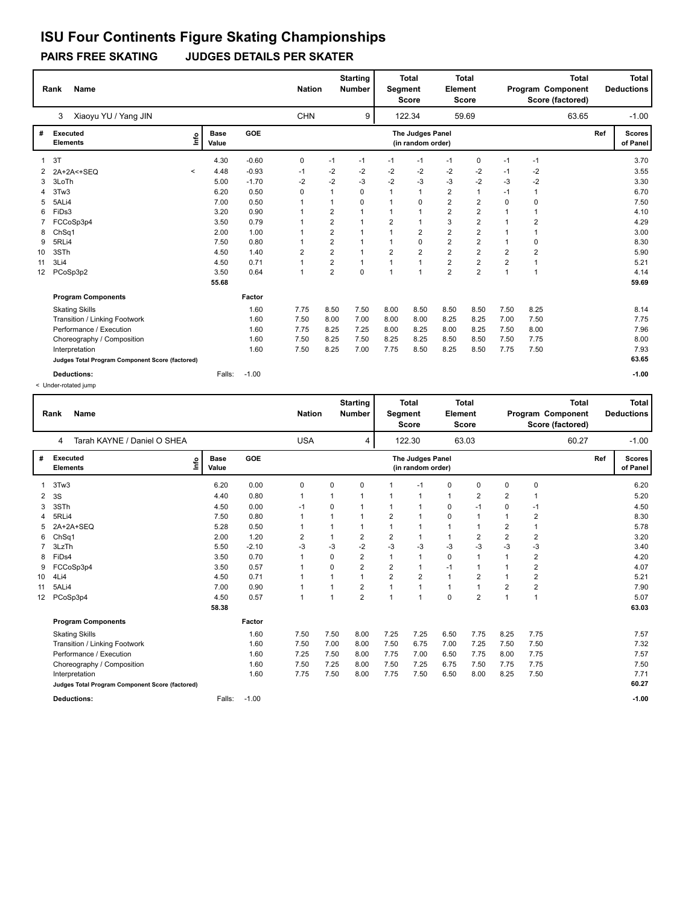# ISU Four Continents Figure Skating Championships

**PAIRS FREE SKATING JUDGES DETAILS PER SKATER**

| Rank | Name | Nation | Starting Number | Total Segment Score | Total Element Score | Total Program Component Score (factored) | Total Deductions |
|---|---|---|---|---|---|---|---|
| 3 | Xiaoyu YU / Yang JIN | CHN | 9 | 122.34 | 59.69 | 63.65 | -1.00 |

| # | Executed Elements | Info | Base Value | GOE | J1 | J2 | J3 | J4 | J5 | J6 | J7 | J8 | J9 | Ref | Scores of Panel |
|---|---|---|---|---|---|---|---|---|---|---|---|---|---|---|---|
| 1 | 3T | | 4.30 | -0.60 | 0 | -1 | -1 | -1 | -1 | -1 | 0 | -1 | -1 | | 3.70 |
| 2 | 2A+2A<+SEQ | < | 4.48 | -0.93 | -1 | -2 | -2 | -2 | -2 | -2 | -2 | -1 | -2 | | 3.55 |
| 3 | 3LoTh | | 5.00 | -1.70 | -2 | -2 | -3 | -2 | -3 | -3 | -2 | -3 | -2 | | 3.30 |
| 4 | 3Tw3 | | 6.20 | 0.50 | 0 | 1 | 0 | 1 | 1 | 2 | 1 | -1 | 1 | | 6.70 |
| 5 | 5ALi4 | | 7.00 | 0.50 | 1 | 1 | 0 | 1 | 0 | 2 | 2 | 0 | 0 | | 7.50 |
| 6 | FiDs3 | | 3.20 | 0.90 | 1 | 2 | 1 | 1 | 1 | 2 | 2 | 1 | 1 | | 4.10 |
| 7 | FCCoSp3p4 | | 3.50 | 0.79 | 1 | 2 | 1 | 2 | 1 | 3 | 2 | 1 | 2 | | 4.29 |
| 8 | ChSq1 | | 2.00 | 1.00 | 1 | 2 | 1 | 1 | 2 | 2 | 2 | 1 | 1 | | 3.00 |
| 9 | 5RLi4 | | 7.50 | 0.80 | 1 | 2 | 1 | 1 | 0 | 2 | 2 | 1 | 0 | | 8.30 |
| 10 | 3STh | | 4.50 | 1.40 | 2 | 2 | 1 | 2 | 2 | 2 | 2 | 2 | 2 | | 5.90 |
| 11 | 3Li4 | | 4.50 | 0.71 | 1 | 2 | 1 | 1 | 1 | 2 | 2 | 2 | 1 | | 5.21 |
| 12 | PCoSp3p2 | | 3.50 | 0.64 | 1 | 2 | 0 | 1 | 1 | 2 | 2 | 1 | 1 | | 4.14 |
| | | | 55.68 | | | | | | | | | | | | 59.69 |
| | **Program Components** | | | Factor | | | | | | | | | | | |
| | Skating Skills | | | 1.60 | 7.75 | 8.50 | 7.50 | 8.00 | 8.50 | 8.50 | 8.50 | 7.50 | 8.25 | | 8.14 |
| | Transition / Linking Footwork | | | 1.60 | 7.50 | 8.00 | 7.00 | 8.00 | 8.00 | 8.25 | 8.25 | 7.00 | 7.50 | | 7.75 |
| | Performance / Execution | | | 1.60 | 7.75 | 8.25 | 7.25 | 8.00 | 8.25 | 8.00 | 8.25 | 7.50 | 8.00 | | 7.96 |
| | Choreography / Composition | | | 1.60 | 7.50 | 8.25 | 7.50 | 8.25 | 8.25 | 8.50 | 8.50 | 7.50 | 7.75 | | 8.00 |
| | Interpretation | | | 1.60 | 7.50 | 8.25 | 7.00 | 7.75 | 8.50 | 8.25 | 8.50 | 7.75 | 7.50 | | 7.93 |
| | **Judges Total Program Component Score (factored)** | | | | | | | | | | | | | | 63.65 |
| | **Deductions:** | | Falls: | -1.00 | | | | | | | | | | | -1.00 |

< Under-rotated jump

| Rank | Name | Nation | Starting Number | Total Segment Score | Total Element Score | Total Program Component Score (factored) | Total Deductions |
|---|---|---|---|---|---|---|---|
| 4 | Tarah KAYNE / Daniel O SHEA | USA | 4 | 122.30 | 63.03 | 60.27 | -1.00 |

| # | Executed Elements | Info | Base Value | GOE | J1 | J2 | J3 | J4 | J5 | J6 | J7 | J8 | J9 | Ref | Scores of Panel |
|---|---|---|---|---|---|---|---|---|---|---|---|---|---|---|---|
| 1 | 3Tw3 | | 6.20 | 0.00 | 0 | 0 | 0 | 1 | -1 | 0 | 0 | 0 | 0 | | 6.20 |
| 2 | 3S | | 4.40 | 0.80 | 1 | 1 | 1 | 1 | 1 | 1 | 2 | 2 | 1 | | 5.20 |
| 3 | 3STh | | 4.50 | 0.00 | -1 | 0 | 1 | 1 | 1 | 0 | -1 | 0 | -1 | | 4.50 |
| 4 | 5RLi4 | | 7.50 | 0.80 | 1 | 1 | 1 | 2 | 1 | 0 | 1 | 1 | 2 | | 8.30 |
| 5 | 2A+2A+SEQ | | 5.28 | 0.50 | 1 | 1 | 1 | 1 | 1 | 1 | 1 | 2 | 1 | | 5.78 |
| 6 | ChSq1 | | 2.00 | 1.20 | 2 | 1 | 2 | 2 | 1 | 1 | 2 | 2 | 2 | | 3.20 |
| 7 | 3LzTh | | 5.50 | -2.10 | -3 | -3 | -2 | -3 | -3 | -3 | -3 | -3 | -3 | | 3.40 |
| 8 | FiDs4 | | 3.50 | 0.70 | 1 | 0 | 2 | 1 | 1 | 0 | 1 | 1 | 2 | | 4.20 |
| 9 | FCCoSp3p4 | | 3.50 | 0.57 | 1 | 0 | 2 | 2 | 1 | -1 | 1 | 1 | 2 | | 4.07 |
| 10 | 4Li4 | | 4.50 | 0.71 | 1 | 1 | 1 | 2 | 2 | 1 | 2 | 1 | 2 | | 5.21 |
| 11 | 5ALi4 | | 7.00 | 0.90 | 1 | 1 | 2 | 1 | 1 | 1 | 1 | 2 | 2 | | 7.90 |
| 12 | PCoSp3p4 | | 4.50 | 0.57 | 1 | 1 | 2 | 1 | 1 | 0 | 2 | 1 | 1 | | 5.07 |
| | | | 58.38 | | | | | | | | | | | | 63.03 |
| | **Program Components** | | | Factor | | | | | | | | | | | |
| | Skating Skills | | | 1.60 | 7.50 | 7.50 | 8.00 | 7.25 | 7.25 | 6.50 | 7.75 | 8.25 | 7.75 | | 7.57 |
| | Transition / Linking Footwork | | | 1.60 | 7.50 | 7.00 | 8.00 | 7.50 | 6.75 | 7.00 | 7.25 | 7.50 | 7.50 | | 7.32 |
| | Performance / Execution | | | 1.60 | 7.25 | 7.50 | 8.00 | 7.75 | 7.00 | 6.50 | 7.75 | 8.00 | 7.75 | | 7.57 |
| | Choreography / Composition | | | 1.60 | 7.50 | 7.25 | 8.00 | 7.50 | 7.25 | 6.75 | 7.50 | 7.75 | 7.75 | | 7.50 |
| | Interpretation | | | 1.60 | 7.75 | 7.50 | 8.00 | 7.75 | 7.50 | 6.50 | 8.00 | 8.25 | 7.50 | | 7.71 |
| | **Judges Total Program Component Score (factored)** | | | | | | | | | | | | | | 60.27 |
| | **Deductions:** | | Falls: | -1.00 | | | | | | | | | | | -1.00 |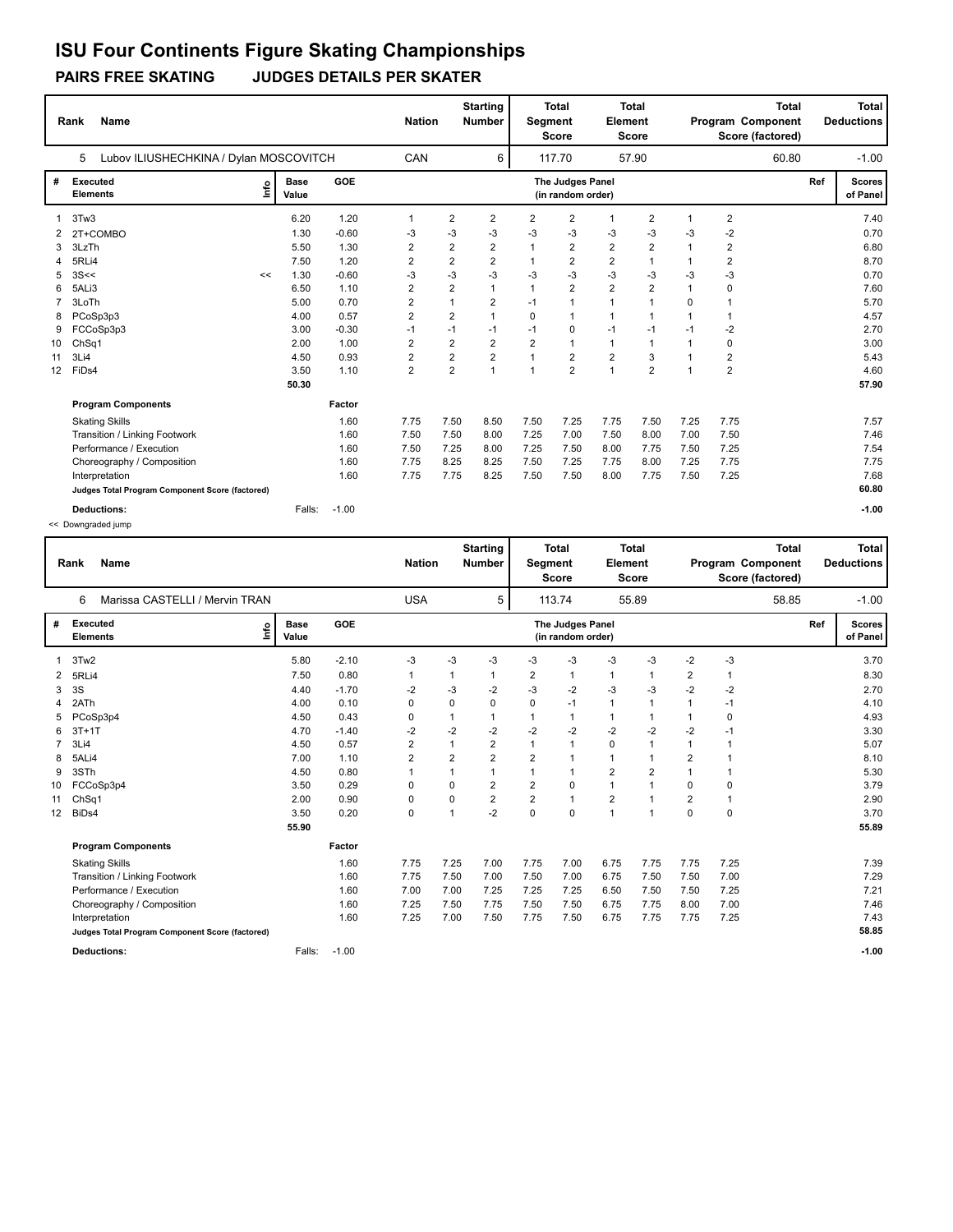# ISU Four Continents Figure Skating Championships

**PAIRS FREE SKATING JUDGES DETAILS PER SKATER**

| Rank | Name | Nation | Starting Number | Total Segment Score | Total Element Score | Total Program Component Score (factored) | Total Deductions |
|---|---|---|---|---|---|---|---|
| 5 | Lubov ILIUSHECHKINA / Dylan MOSCOVITCH | CAN | 6 | 117.70 | 57.90 | 60.80 | -1.00 |

| # | Executed Elements | Info | Base Value | GOE | J1 | J2 | J3 | J4 | J5 | J6 | J7 | J8 | J9 | Ref | Scores of Panel |
|---|---|---|---|---|---|---|---|---|---|---|---|---|---|---|---|
| | | | | | The Judges Panel (in random order) | | | | | | | | | | |
| 1 | 3Tw3 | | 6.20 | 1.20 | 1 | 2 | 2 | 2 | 2 | 1 | 2 | 1 | 2 | | 7.40 |
| 2 | 2T+COMBO | | 1.30 | -0.60 | -3 | -3 | -3 | -3 | -3 | -3 | -3 | -3 | -2 | | 0.70 |
| 3 | 3LzTh | | 5.50 | 1.30 | 2 | 2 | 2 | 1 | 2 | 2 | 2 | 1 | 2 | | 6.80 |
| 4 | 5RLi4 | | 7.50 | 1.20 | 2 | 2 | 2 | 1 | 2 | 2 | 1 | 1 | 2 | | 8.70 |
| 5 | 3S<< | << | 1.30 | -0.60 | -3 | -3 | -3 | -3 | -3 | -3 | -3 | -3 | -3 | | 0.70 |
| 6 | 5ALi3 | | 6.50 | 1.10 | 2 | 2 | 1 | 1 | 2 | 2 | 2 | 1 | 0 | | 7.60 |
| 7 | 3LoTh | | 5.00 | 0.70 | 2 | 1 | 2 | -1 | 1 | 1 | 1 | 0 | 1 | | 5.70 |
| 8 | PCoSp3p3 | | 4.00 | 0.57 | 2 | 2 | 1 | 0 | 1 | 1 | 1 | 1 | 1 | | 4.57 |
| 9 | FCCoSp3p3 | | 3.00 | -0.30 | -1 | -1 | -1 | -1 | 0 | -1 | -1 | -1 | -2 | | 2.70 |
| 10 | ChSq1 | | 2.00 | 1.00 | 2 | 2 | 2 | 2 | 1 | 1 | 1 | 1 | 0 | | 3.00 |
| 11 | 3Li4 | | 4.50 | 0.93 | 2 | 2 | 2 | 1 | 2 | 2 | 3 | 1 | 2 | | 5.43 |
| 12 | FiDs4 | | 3.50 | 1.10 | 2 | 2 | 1 | 1 | 2 | 1 | 2 | 1 | 2 | | 4.60 |
| | | | 50.30 | | | | | | | | | | | | 57.90 |

| Program Components | Factor | J1 | J2 | J3 | J4 | J5 | J6 | J7 | J8 | J9 | Scores of Panel |
|---|---|---|---|---|---|---|---|---|---|---|---|
| Skating Skills | 1.60 | 7.75 | 7.50 | 8.50 | 7.50 | 7.25 | 7.75 | 7.50 | 7.25 | 7.75 | 7.57 |
| Transition / Linking Footwork | 1.60 | 7.50 | 7.50 | 8.00 | 7.25 | 7.00 | 7.50 | 8.00 | 7.00 | 7.50 | 7.46 |
| Performance / Execution | 1.60 | 7.50 | 7.25 | 8.00 | 7.25 | 7.50 | 8.00 | 7.75 | 7.50 | 7.25 | 7.54 |
| Choreography / Composition | 1.60 | 7.75 | 8.25 | 8.25 | 7.50 | 7.25 | 7.75 | 8.00 | 7.25 | 7.75 | 7.75 |
| Interpretation | 1.60 | 7.75 | 7.75 | 8.25 | 7.50 | 7.50 | 8.00 | 7.75 | 7.50 | 7.25 | 7.68 |
| **Judges Total Program Component Score (factored)** | | | | | | | | | | | 60.80 |

**Deductions:** Falls: -1.00 **-1.00**

<< Downgraded jump

| Rank | Name | Nation | Starting Number | Total Segment Score | Total Element Score | Total Program Component Score (factored) | Total Deductions |
|---|---|---|---|---|---|---|---|
| 6 | Marissa CASTELLI / Mervin TRAN | USA | 5 | 113.74 | 55.89 | 58.85 | -1.00 |

| # | Executed Elements | Info | Base Value | GOE | J1 | J2 | J3 | J4 | J5 | J6 | J7 | J8 | J9 | Ref | Scores of Panel |
|---|---|---|---|---|---|---|---|---|---|---|---|---|---|---|---|
| | | | | | The Judges Panel (in random order) | | | | | | | | | | |
| 1 | 3Tw2 | | 5.80 | -2.10 | -3 | -3 | -3 | -3 | -3 | -3 | -3 | -2 | -3 | | 3.70 |
| 2 | 5RLi4 | | 7.50 | 0.80 | 1 | 1 | 1 | 2 | 1 | 1 | 1 | 2 | 1 | | 8.30 |
| 3 | 3S | | 4.40 | -1.70 | -2 | -3 | -2 | -3 | -2 | -3 | -3 | -2 | -2 | | 2.70 |
| 4 | 2ATh | | 4.00 | 0.10 | 0 | 0 | 0 | 0 | -1 | 1 | 1 | 1 | -1 | | 4.10 |
| 5 | PCoSp3p4 | | 4.50 | 0.43 | 0 | 1 | 1 | 1 | 1 | 1 | 1 | 1 | 0 | | 4.93 |
| 6 | 3T+1T | | 4.70 | -1.40 | -2 | -2 | -2 | -2 | -2 | -2 | -2 | -2 | -1 | | 3.30 |
| 7 | 3Li4 | | 4.50 | 0.57 | 2 | 1 | 2 | 1 | 1 | 0 | 1 | 1 | 1 | | 5.07 |
| 8 | 5ALi4 | | 7.00 | 1.10 | 2 | 2 | 2 | 2 | 1 | 1 | 1 | 2 | 1 | | 8.10 |
| 9 | 3STh | | 4.50 | 0.80 | 1 | 1 | 1 | 1 | 1 | 2 | 2 | 1 | 1 | | 5.30 |
| 10 | FCCoSp3p4 | | 3.50 | 0.29 | 0 | 0 | 2 | 2 | 0 | 1 | 1 | 0 | 0 | | 3.79 |
| 11 | ChSq1 | | 2.00 | 0.90 | 0 | 0 | 2 | 2 | 1 | 2 | 1 | 2 | 1 | | 2.90 |
| 12 | BiDs4 | | 3.50 | 0.20 | 0 | 1 | -2 | 0 | 0 | 1 | 1 | 0 | 0 | | 3.70 |
| | | | 55.90 | | | | | | | | | | | | 55.89 |

| Program Components | Factor | J1 | J2 | J3 | J4 | J5 | J6 | J7 | J8 | J9 | Scores of Panel |
|---|---|---|---|---|---|---|---|---|---|---|---|
| Skating Skills | 1.60 | 7.75 | 7.25 | 7.00 | 7.75 | 7.00 | 6.75 | 7.75 | 7.75 | 7.25 | 7.39 |
| Transition / Linking Footwork | 1.60 | 7.75 | 7.50 | 7.00 | 7.50 | 7.00 | 6.75 | 7.50 | 7.50 | 7.00 | 7.29 |
| Performance / Execution | 1.60 | 7.00 | 7.00 | 7.25 | 7.25 | 7.25 | 6.50 | 7.50 | 7.50 | 7.25 | 7.21 |
| Choreography / Composition | 1.60 | 7.25 | 7.50 | 7.75 | 7.50 | 7.50 | 6.75 | 7.75 | 8.00 | 7.00 | 7.46 |
| Interpretation | 1.60 | 7.25 | 7.00 | 7.50 | 7.75 | 7.50 | 6.75 | 7.75 | 7.75 | 7.25 | 7.43 |
| **Judges Total Program Component Score (factored)** | | | | | | | | | | | 58.85 |

**Deductions:** Falls: -1.00 **-1.00**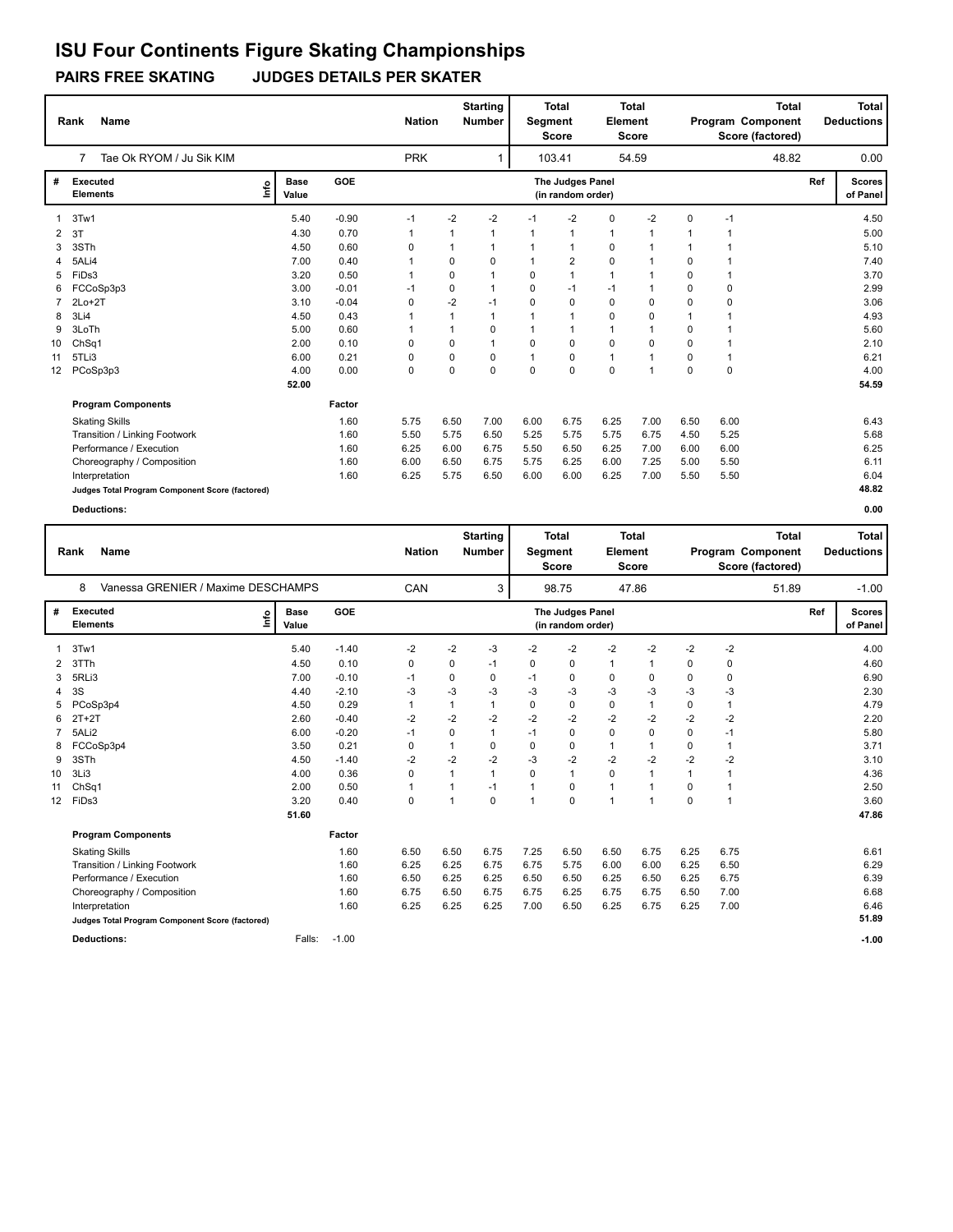# ISU Four Continents Figure Skating Championships

**PAIRS FREE SKATING JUDGES DETAILS PER SKATER**

| Rank | Name | Nation | Starting Number | Total Segment Score | Total Element Score | Total Program Component Score (factored) | Total Deductions |
|---|---|---|---|---|---|---|---|
| 7 | Tae Ok RYOM / Ju Sik KIM | PRK | 1 | 103.41 | 54.59 | 48.82 | 0.00 |

| # | Executed Elements | Info | Base Value | GOE | J1 | J2 | J3 | J4 | J5 | J6 | J7 | J8 | J9 | Ref | Scores of Panel |
|---|---|---|---|---|---|---|---|---|---|---|---|---|---|---|---|
| 1 | 3Tw1 | | 5.40 | -0.90 | -1 | -2 | -2 | -1 | -2 | 0 | -2 | 0 | -1 | | 4.50 |
| 2 | 3T | | 4.30 | 0.70 | 1 | 1 | 1 | 1 | 1 | 1 | 1 | 1 | 1 | | 5.00 |
| 3 | 3STh | | 4.50 | 0.60 | 0 | 1 | 1 | 1 | 1 | 0 | 1 | 1 | 1 | | 5.10 |
| 4 | 5ALi4 | | 7.00 | 0.40 | 1 | 0 | 0 | 1 | 2 | 0 | 1 | 0 | 1 | | 7.40 |
| 5 | FiDs3 | | 3.20 | 0.50 | 1 | 0 | 1 | 0 | 1 | 1 | 1 | 0 | 1 | | 3.70 |
| 6 | FCCoSp3p3 | | 3.00 | -0.01 | -1 | 0 | 1 | 0 | -1 | -1 | 1 | 0 | 0 | | 2.99 |
| 7 | 2Lo+2T | | 3.10 | -0.04 | 0 | -2 | -1 | 0 | 0 | 0 | 0 | 0 | 0 | | 3.06 |
| 8 | 3Li4 | | 4.50 | 0.43 | 1 | 1 | 1 | 1 | 1 | 0 | 0 | 1 | 1 | | 4.93 |
| 9 | 3LoTh | | 5.00 | 0.60 | 1 | 1 | 0 | 1 | 1 | 1 | 1 | 0 | 1 | | 5.60 |
| 10 | ChSq1 | | 2.00 | 0.10 | 0 | 0 | 1 | 0 | 0 | 0 | 0 | 0 | 1 | | 2.10 |
| 11 | 5TLi3 | | 6.00 | 0.21 | 0 | 0 | 0 | 1 | 0 | 1 | 1 | 0 | 1 | | 6.21 |
| 12 | PCoSp3p3 | | 4.00 | 0.00 | 0 | 0 | 0 | 0 | 0 | 0 | 1 | 0 | 0 | | 4.00 |
| | | | 52.00 | | | | | | | | | | | | 54.59 |

| Program Components | Factor | J1 | J2 | J3 | J4 | J5 | J6 | J7 | J8 | J9 | Scores of Panel |
|---|---|---|---|---|---|---|---|---|---|---|---|
| Skating Skills | 1.60 | 5.75 | 6.50 | 7.00 | 6.00 | 6.75 | 6.25 | 7.00 | 6.50 | 6.00 | 6.43 |
| Transition / Linking Footwork | 1.60 | 5.50 | 5.75 | 6.50 | 5.25 | 5.75 | 5.75 | 6.75 | 4.50 | 5.25 | 5.68 |
| Performance / Execution | 1.60 | 6.25 | 6.00 | 6.75 | 5.50 | 6.50 | 6.25 | 7.00 | 6.00 | 6.00 | 6.25 |
| Choreography / Composition | 1.60 | 6.00 | 6.50 | 6.75 | 5.75 | 6.25 | 6.00 | 7.25 | 5.00 | 5.50 | 6.11 |
| Interpretation | 1.60 | 6.25 | 5.75 | 6.50 | 6.00 | 6.00 | 6.25 | 7.00 | 5.50 | 5.50 | 6.04 |
| Judges Total Program Component Score (factored) | | | | | | | | | | | 48.82 |

**Deductions:** 0.00

| Rank | Name | Nation | Starting Number | Total Segment Score | Total Element Score | Total Program Component Score (factored) | Total Deductions |
|---|---|---|---|---|---|---|---|
| 8 | Vanessa GRENIER / Maxime DESCHAMPS | CAN | 3 | 98.75 | 47.86 | 51.89 | -1.00 |

| # | Executed Elements | Info | Base Value | GOE | J1 | J2 | J3 | J4 | J5 | J6 | J7 | J8 | J9 | Ref | Scores of Panel |
|---|---|---|---|---|---|---|---|---|---|---|---|---|---|---|---|
| 1 | 3Tw1 | | 5.40 | -1.40 | -2 | -2 | -3 | -2 | -2 | -2 | -2 | -2 | -2 | | 4.00 |
| 2 | 3TTh | | 4.50 | 0.10 | 0 | 0 | -1 | 0 | 0 | 1 | 1 | 0 | 0 | | 4.60 |
| 3 | 5RLi3 | | 7.00 | -0.10 | -1 | 0 | 0 | -1 | 0 | 0 | 0 | 0 | 0 | | 6.90 |
| 4 | 3S | | 4.40 | -2.10 | -3 | -3 | -3 | -3 | -3 | -3 | -3 | -3 | -3 | | 2.30 |
| 5 | PCoSp3p4 | | 4.50 | 0.29 | 1 | 1 | 1 | 0 | 0 | 0 | 1 | 0 | 1 | | 4.79 |
| 6 | 2T+2T | | 2.60 | -0.40 | -2 | -2 | -2 | -2 | -2 | -2 | -2 | -2 | -2 | | 2.20 |
| 7 | 5ALi2 | | 6.00 | -0.20 | -1 | 0 | 1 | -1 | 0 | 0 | 0 | 0 | -1 | | 5.80 |
| 8 | FCCoSp3p4 | | 3.50 | 0.21 | 0 | 1 | 0 | 0 | 0 | 1 | 1 | 0 | 1 | | 3.71 |
| 9 | 3STh | | 4.50 | -1.40 | -2 | -2 | -2 | -3 | -2 | -2 | -2 | -2 | -2 | | 3.10 |
| 10 | 3Li3 | | 4.00 | 0.36 | 0 | 1 | 1 | 0 | 1 | 0 | 1 | 1 | 1 | | 4.36 |
| 11 | ChSq1 | | 2.00 | 0.50 | 1 | 1 | -1 | 1 | 0 | 1 | 1 | 0 | 1 | | 2.50 |
| 12 | FiDs3 | | 3.20 | 0.40 | 0 | 1 | 0 | 1 | 0 | 1 | 1 | 0 | 1 | | 3.60 |
| | | | 51.60 | | | | | | | | | | | | 47.86 |

| Program Components | Factor | J1 | J2 | J3 | J4 | J5 | J6 | J7 | J8 | J9 | Scores of Panel |
|---|---|---|---|---|---|---|---|---|---|---|---|
| Skating Skills | 1.60 | 6.50 | 6.50 | 6.75 | 7.25 | 6.50 | 6.50 | 6.75 | 6.25 | 6.75 | 6.61 |
| Transition / Linking Footwork | 1.60 | 6.25 | 6.25 | 6.75 | 6.75 | 5.75 | 6.00 | 6.00 | 6.25 | 6.50 | 6.29 |
| Performance / Execution | 1.60 | 6.50 | 6.25 | 6.25 | 6.50 | 6.50 | 6.25 | 6.50 | 6.25 | 6.75 | 6.39 |
| Choreography / Composition | 1.60 | 6.75 | 6.50 | 6.75 | 6.75 | 6.25 | 6.75 | 6.75 | 6.50 | 7.00 | 6.68 |
| Interpretation | 1.60 | 6.25 | 6.25 | 6.25 | 7.00 | 6.50 | 6.25 | 6.75 | 6.25 | 7.00 | 6.46 |
| Judges Total Program Component Score (factored) | | | | | | | | | | | 51.89 |

**Deductions:** Falls: -1.00 — -1.00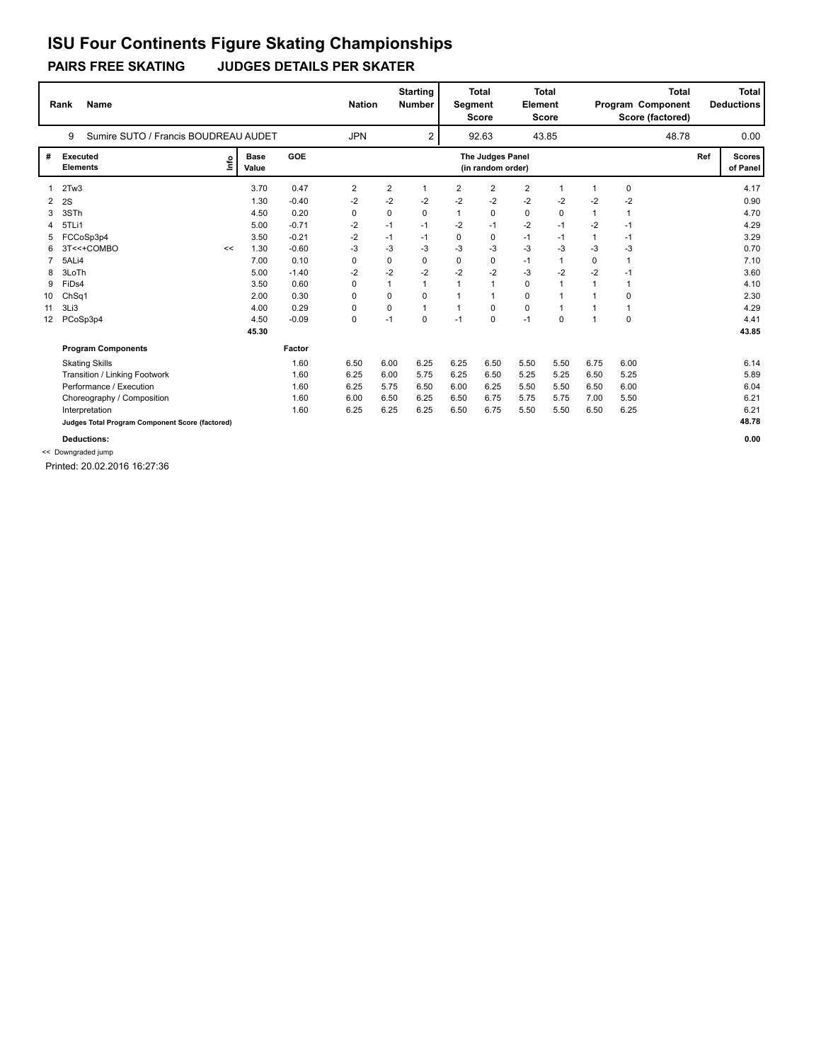# ISU Four Continents Figure Skating Championships

**PAIRS FREE SKATING JUDGES DETAILS PER SKATER**

| Rank | Name | Nation | Starting Number | Total Segment Score | Total Element Score | Total Program Component Score (factored) | Total Deductions |
|---|---|---|---|---|---|---|---|
| 9 | Sumire SUTO / Francis BOUDREAU AUDET | JPN | 2 | 92.63 | 43.85 | 48.78 | 0.00 |

| # | Executed Elements | Info | Base Value | GOE | The Judges Panel (in random order) | | | | | | | | | Ref | Scores of Panel |
|---|---|---|---|---|---|---|---|---|---|---|---|---|---|---|---|
| 1 | 2Tw3 | | 3.70 | 0.47 | 2 | 2 | 1 | 2 | 2 | 2 | 1 | 1 | 0 | | 4.17 |
| 2 | 2S | | 1.30 | -0.40 | -2 | -2 | -2 | -2 | -2 | -2 | -2 | -2 | -2 | | 0.90 |
| 3 | 3STh | | 4.50 | 0.20 | 0 | 0 | 0 | 1 | 0 | 0 | 0 | 1 | 1 | | 4.70 |
| 4 | 5TLi1 | | 5.00 | -0.71 | -2 | -1 | -1 | -2 | -1 | -2 | -1 | -2 | -1 | | 4.29 |
| 5 | FCCoSp3p4 | | 3.50 | -0.21 | -2 | -1 | -1 | 0 | 0 | -1 | -1 | 1 | -1 | | 3.29 |
| 6 | 3T<<+COMBO | << | 1.30 | -0.60 | -3 | -3 | -3 | -3 | -3 | -3 | -3 | -3 | -3 | | 0.70 |
| 7 | 5ALi4 | | 7.00 | 0.10 | 0 | 0 | 0 | 0 | 0 | -1 | 1 | 0 | 1 | | 7.10 |
| 8 | 3LoTh | | 5.00 | -1.40 | -2 | -2 | -2 | -2 | -2 | -3 | -2 | -2 | -1 | | 3.60 |
| 9 | FiDs4 | | 3.50 | 0.60 | 0 | 1 | 1 | 1 | 1 | 0 | 1 | 1 | 1 | | 4.10 |
| 10 | ChSq1 | | 2.00 | 0.30 | 0 | 0 | 0 | 1 | 1 | 0 | 1 | 1 | 0 | | 2.30 |
| 11 | 3Li3 | | 4.00 | 0.29 | 0 | 0 | 1 | 1 | 0 | 0 | 1 | 1 | 1 | | 4.29 |
| 12 | PCoSp3p4 | | 4.50 | -0.09 | 0 | -1 | 0 | -1 | 0 | -1 | 0 | 1 | 0 | | 4.41 |
| | | | 45.30 | | | | | | | | | | | | 43.85 |
| | **Program Components** | | | Factor | | | | | | | | | | | |
| | Skating Skills | | | 1.60 | 6.50 | 6.00 | 6.25 | 6.25 | 6.50 | 5.50 | 5.50 | 6.75 | 6.00 | | 6.14 |
| | Transition / Linking Footwork | | | 1.60 | 6.25 | 6.00 | 5.75 | 6.25 | 6.50 | 5.25 | 5.25 | 6.50 | 5.25 | | 5.89 |
| | Performance / Execution | | | 1.60 | 6.25 | 5.75 | 6.50 | 6.00 | 6.25 | 5.50 | 5.50 | 6.50 | 6.00 | | 6.04 |
| | Choreography / Composition | | | 1.60 | 6.00 | 6.50 | 6.25 | 6.50 | 6.75 | 5.75 | 5.75 | 7.00 | 5.50 | | 6.21 |
| | Interpretation | | | 1.60 | 6.25 | 6.25 | 6.25 | 6.50 | 6.75 | 5.50 | 5.50 | 6.50 | 6.25 | | 6.21 |
| | **Judges Total Program Component Score (factored)** | | | | | | | | | | | | | | 48.78 |
| | **Deductions:** | | | | | | | | | | | | | | 0.00 |

<< Downgraded jump

Printed: 20.02.2016 16:27:36